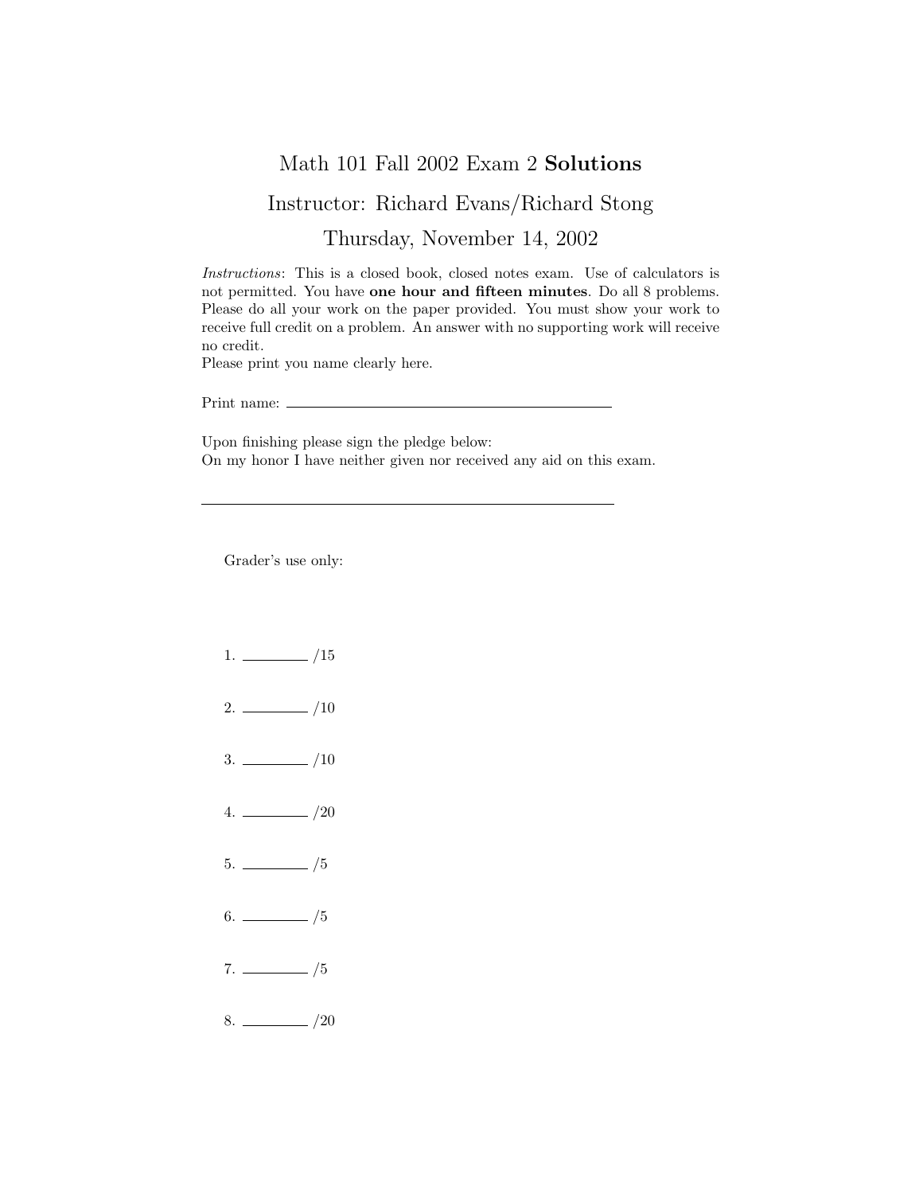# Math 101 Fall 2002 Exam 2 **Solutions**

## Instructor: Richard Evans/Richard Stong

## Thursday, November 14, 2002

*Instructions*: This is a closed book, closed notes exam. Use of calculators is not permitted. You have **one hour and fifteen minutes**. Do all 8 problems. Please do all your work on the paper provided. You must show your work to receive full credit on a problem. An answer with no supporting work will receive no credit.

Please print you name clearly here.

Print name: ______________________________

Upon finishing please sign the pledge below:
On my honor I have neither given nor received any aid on this exam.

______________________________

Grader's use only:

1. ________ /15

2. ________ /10

3. ________ /10

4. ________ /20

5. ________ /5

6. ________ /5

7. ________ /5

8. ________ /20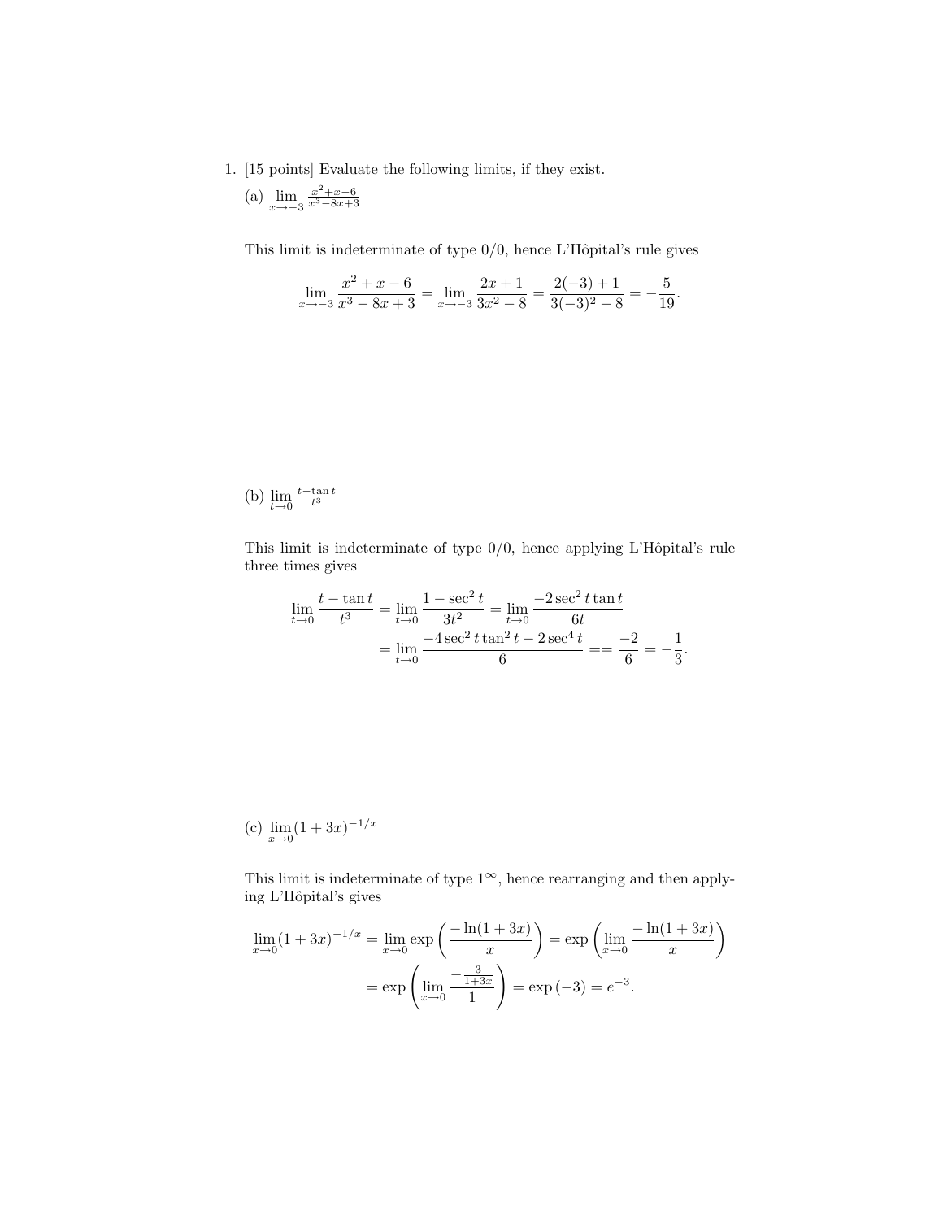1. [15 points] Evaluate the following limits, if they exist.

(a) $\lim\limits_{x\to -3} \frac{x^2+x-6}{x^3-8x+3}$

This limit is indeterminate of type $0/0$, hence L'Hôpital's rule gives

$$\lim_{x\to -3} \frac{x^2+x-6}{x^3-8x+3} = \lim_{x\to -3} \frac{2x+1}{3x^2-8} = \frac{2(-3)+1}{3(-3)^2-8} = -\frac{5}{19}.$$

(b) $\lim\limits_{t\to 0} \frac{t-\tan t}{t^3}$

This limit is indeterminate of type $0/0$, hence applying L'Hôpital's rule three times gives

$$\begin{aligned}\lim_{t\to 0} \frac{t-\tan t}{t^3} &= \lim_{t\to 0} \frac{1-\sec^2 t}{3t^2} = \lim_{t\to 0} \frac{-2\sec^2 t \tan t}{6t} \\ &= \lim_{t\to 0} \frac{-4\sec^2 t \tan^2 t - 2\sec^4 t}{6} == \frac{-2}{6} = -\frac{1}{3}.\end{aligned}$$

(c) $\lim\limits_{x\to 0} (1+3x)^{-1/x}$

This limit is indeterminate of type $1^\infty$, hence rearranging and then applying L'Hôpital's gives

$$\begin{aligned}\lim_{x\to 0} (1+3x)^{-1/x} &= \lim_{x\to 0} \exp\left(\frac{-\ln(1+3x)}{x}\right) = \exp\left(\lim_{x\to 0} \frac{-\ln(1+3x)}{x}\right) \\ &= \exp\left(\lim_{x\to 0} \frac{-\frac{3}{1+3x}}{1}\right) = \exp(-3) = e^{-3}.\end{aligned}$$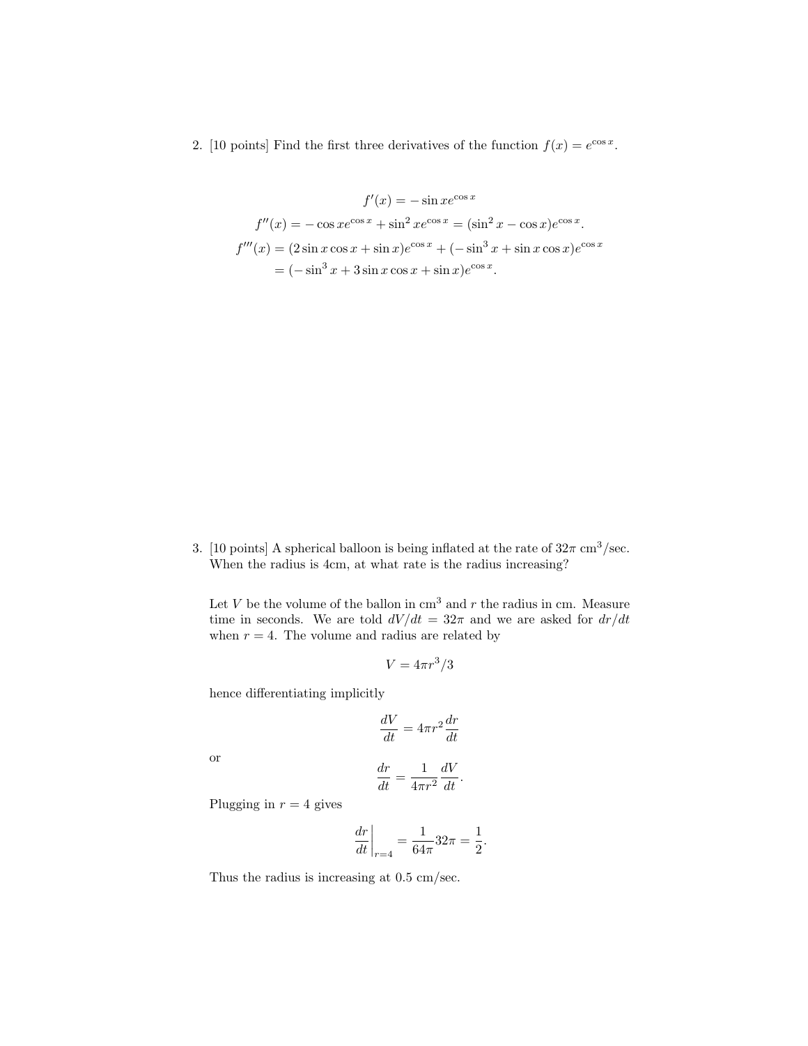2. [10 points] Find the first three derivatives of the function $f(x) = e^{\cos x}$.

$$f'(x) = -\sin x e^{\cos x}$$

$$f''(x) = -\cos x e^{\cos x} + \sin^2 x e^{\cos x} = (\sin^2 x - \cos x)e^{\cos x}.$$

$$\begin{aligned} f'''(x) &= (2\sin x \cos x + \sin x)e^{\cos x} + (-\sin^3 x + \sin x \cos x)e^{\cos x} \\ &= (-\sin^3 x + 3\sin x \cos x + \sin x)e^{\cos x}. \end{aligned}$$

3. [10 points] A spherical balloon is being inflated at the rate of $32\pi$ cm$^3$/sec. When the radius is 4cm, at what rate is the radius increasing?

Let $V$ be the volume of the ballon in cm$^3$ and $r$ the radius in cm. Measure time in seconds. We are told $dV/dt = 32\pi$ and we are asked for $dr/dt$ when $r = 4$. The volume and radius are related by

$$V = 4\pi r^3/3$$

hence differentiating implicitly

$$\frac{dV}{dt} = 4\pi r^2 \frac{dr}{dt}$$

or

$$\frac{dr}{dt} = \frac{1}{4\pi r^2}\frac{dV}{dt}.$$

Plugging in $r = 4$ gives

$$\left.\frac{dr}{dt}\right|_{r=4} = \frac{1}{64\pi}32\pi = \frac{1}{2}.$$

Thus the radius is increasing at 0.5 cm/sec.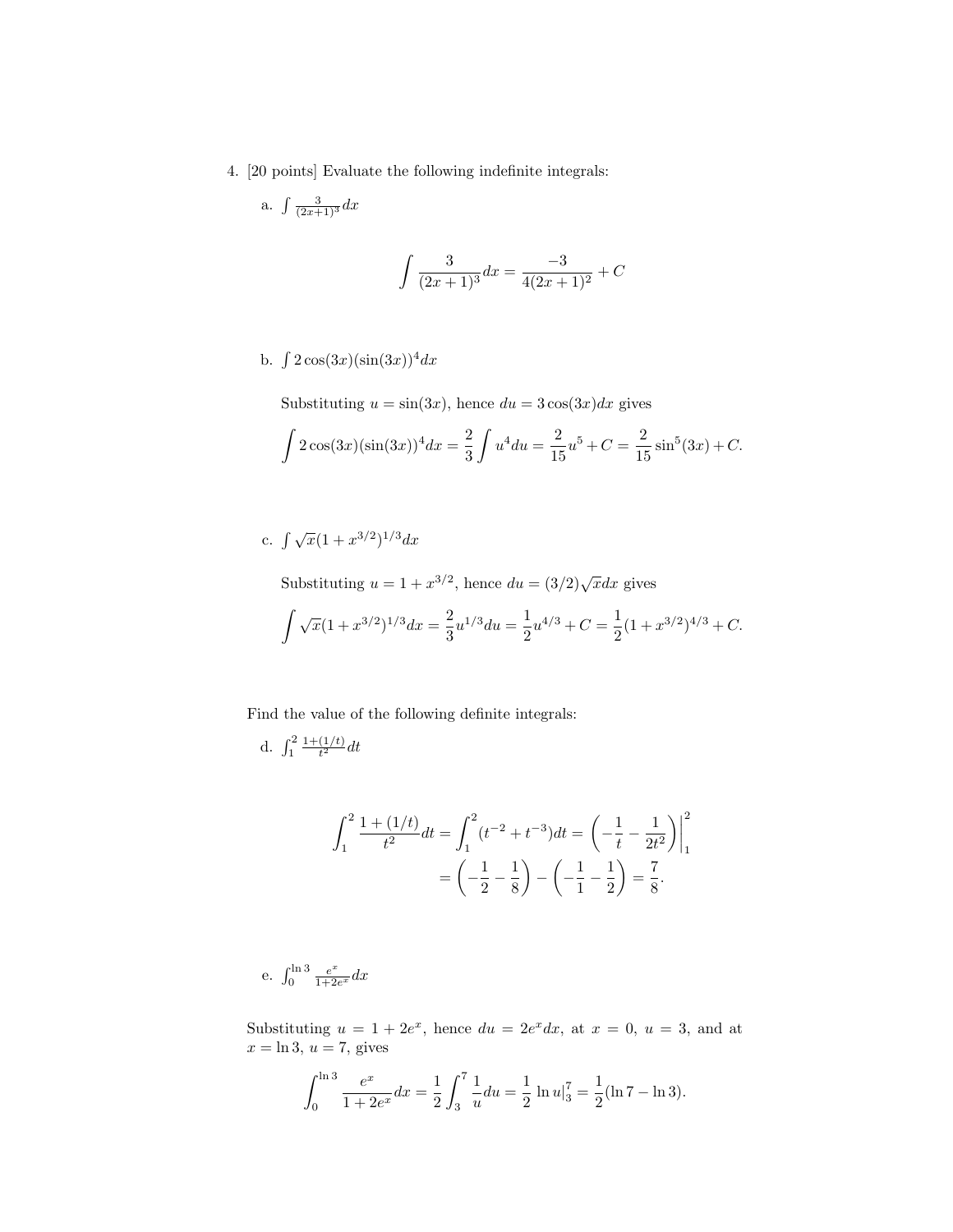4. [20 points] Evaluate the following indefinite integrals:

a. $\int \frac{3}{(2x+1)^3} dx$

$$\int \frac{3}{(2x+1)^3} dx = \frac{-3}{4(2x+1)^2} + C$$

b. $\int 2\cos(3x)(\sin(3x))^4 dx$

Substituting $u = \sin(3x)$, hence $du = 3\cos(3x)dx$ gives

$$\int 2\cos(3x)(\sin(3x))^4 dx = \frac{2}{3}\int u^4 du = \frac{2}{15}u^5 + C = \frac{2}{15}\sin^5(3x) + C.$$

c. $\int \sqrt{x}(1 + x^{3/2})^{1/3} dx$

Substituting $u = 1 + x^{3/2}$, hence $du = (3/2)\sqrt{x}dx$ gives

$$\int \sqrt{x}(1 + x^{3/2})^{1/3} dx = \frac{2}{3}u^{1/3} du = \frac{1}{2}u^{4/3} + C = \frac{1}{2}(1 + x^{3/2})^{4/3} + C.$$

Find the value of the following definite integrals:

d. $\int_1^2 \frac{1+(1/t)}{t^2} dt$

$$\begin{aligned}\int_1^2 \frac{1+(1/t)}{t^2} dt &= \int_1^2 (t^{-2} + t^{-3}) dt = \left(-\frac{1}{t} - \frac{1}{2t^2}\right)\Bigg|_1^2 \\ &= \left(-\frac{1}{2} - \frac{1}{8}\right) - \left(-\frac{1}{1} - \frac{1}{2}\right) = \frac{7}{8}.\end{aligned}$$

e. $\int_0^{\ln 3} \frac{e^x}{1+2e^x} dx$

Substituting $u = 1 + 2e^x$, hence $du = 2e^x dx$, at $x = 0$, $u = 3$, and at $x = \ln 3$, $u = 7$, gives

$$\int_0^{\ln 3} \frac{e^x}{1+2e^x} dx = \frac{1}{2}\int_3^7 \frac{1}{u} du = \frac{1}{2}\ln u\Big|_3^7 = \frac{1}{2}(\ln 7 - \ln 3).$$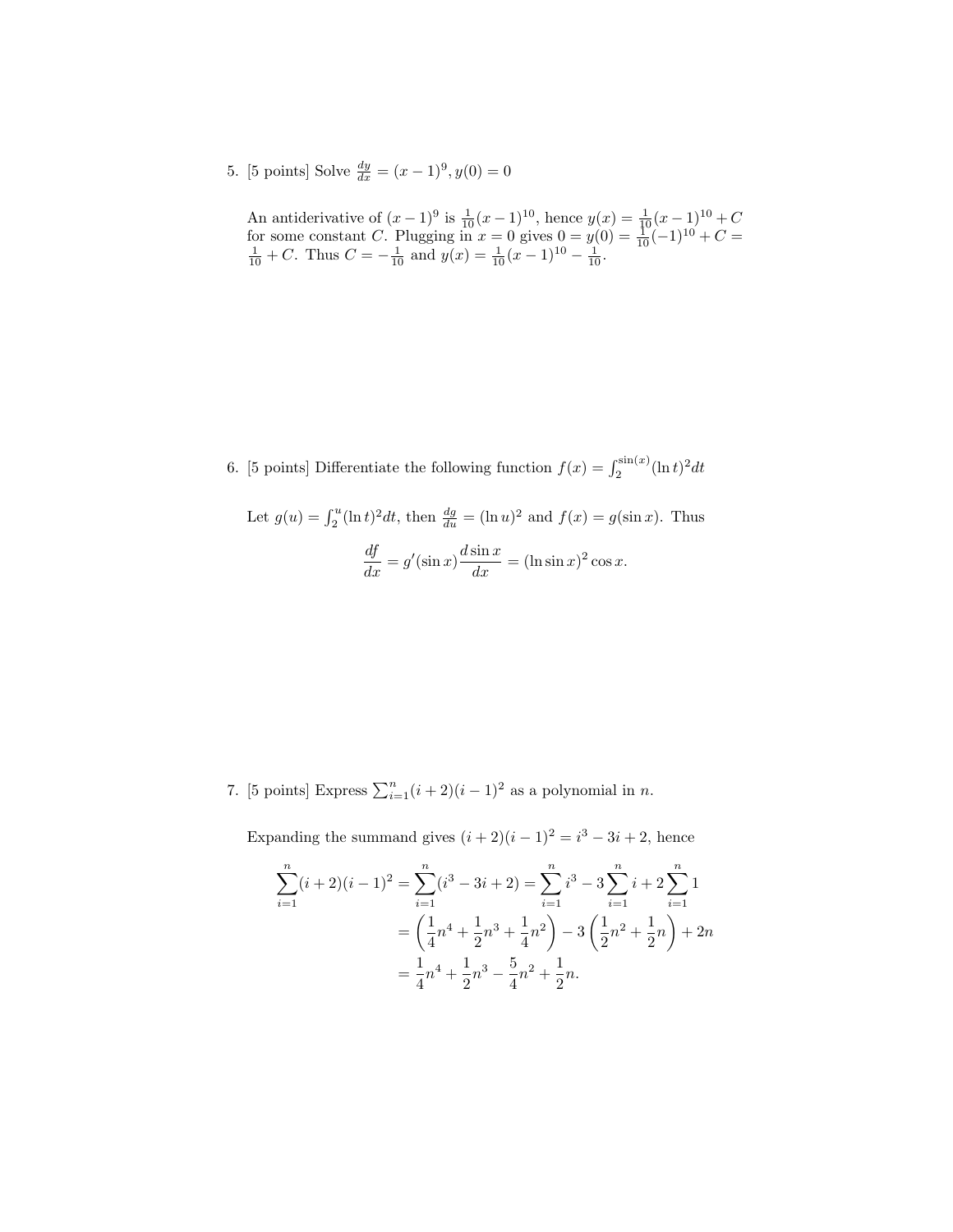5. [5 points] Solve $\frac{dy}{dx} = (x-1)^9, y(0) = 0$

An antiderivative of $(x-1)^9$ is $\frac{1}{10}(x-1)^{10}$, hence $y(x) = \frac{1}{10}(x-1)^{10} + C$ for some constant $C$. Plugging in $x = 0$ gives $0 = y(0) = \frac{1}{10}(-1)^{10} + C = \frac{1}{10} + C$. Thus $C = -\frac{1}{10}$ and $y(x) = \frac{1}{10}(x-1)^{10} - \frac{1}{10}$.

6. [5 points] Differentiate the following function $f(x) = \int_2^{\sin(x)} (\ln t)^2 dt$

Let $g(u) = \int_2^u (\ln t)^2 dt$, then $\frac{dg}{du} = (\ln u)^2$ and $f(x) = g(\sin x)$. Thus

$$\frac{df}{dx} = g'(\sin x)\frac{d \sin x}{dx} = (\ln \sin x)^2 \cos x.$$

7. [5 points] Express $\sum_{i=1}^n (i+2)(i-1)^2$ as a polynomial in $n$.

Expanding the summand gives $(i+2)(i-1)^2 = i^3 - 3i + 2$, hence

$$\begin{aligned}
\sum_{i=1}^n (i+2)(i-1)^2 &= \sum_{i=1}^n (i^3 - 3i + 2) = \sum_{i=1}^n i^3 - 3\sum_{i=1}^n i + 2\sum_{i=1}^n 1 \\
&= \left(\frac{1}{4}n^4 + \frac{1}{2}n^3 + \frac{1}{4}n^2\right) - 3\left(\frac{1}{2}n^2 + \frac{1}{2}n\right) + 2n \\
&= \frac{1}{4}n^4 + \frac{1}{2}n^3 - \frac{5}{4}n^2 + \frac{1}{2}n.
\end{aligned}$$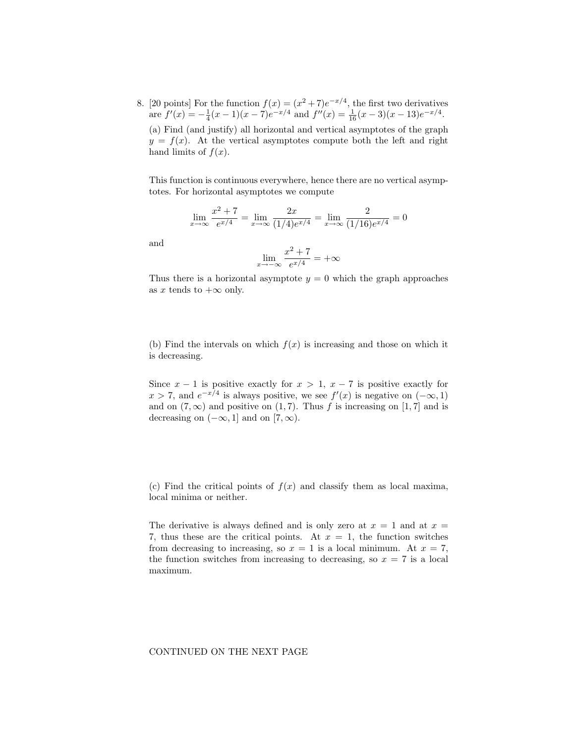8. [20 points] For the function $f(x) = (x^2 + 7)e^{-x/4}$, the first two derivatives are $f'(x) = -\frac{1}{4}(x-1)(x-7)e^{-x/4}$ and $f''(x) = \frac{1}{16}(x-3)(x-13)e^{-x/4}$.

(a) Find (and justify) all horizontal and vertical asymptotes of the graph $y = f(x)$. At the vertical asymptotes compute both the left and right hand limits of $f(x)$.

This function is continuous everywhere, hence there are no vertical asymptotes. For horizontal asymptotes we compute

$$\lim_{x\to\infty} \frac{x^2+7}{e^{x/4}} = \lim_{x\to\infty} \frac{2x}{(1/4)e^{x/4}} = \lim_{x\to\infty} \frac{2}{(1/16)e^{x/4}} = 0$$

and

$$\lim_{x\to-\infty} \frac{x^2+7}{e^{x/4}} = +\infty$$

Thus there is a horizontal asymptote $y = 0$ which the graph approaches as $x$ tends to $+\infty$ only.

(b) Find the intervals on which $f(x)$ is increasing and those on which it is decreasing.

Since $x - 1$ is positive exactly for $x > 1$, $x - 7$ is positive exactly for $x > 7$, and $e^{-x/4}$ is always positive, we see $f'(x)$ is negative on $(-\infty, 1)$ and on $(7, \infty)$ and positive on $(1, 7)$. Thus $f$ is increasing on $[1, 7]$ and is decreasing on $(-\infty, 1]$ and on $[7, \infty)$.

(c) Find the critical points of $f(x)$ and classify them as local maxima, local minima or neither.

The derivative is always defined and is only zero at $x = 1$ and at $x = 7$, thus these are the critical points. At $x = 1$, the function switches from decreasing to increasing, so $x = 1$ is a local minimum. At $x = 7$, the function switches from increasing to decreasing, so $x = 7$ is a local maximum.

CONTINUED ON THE NEXT PAGE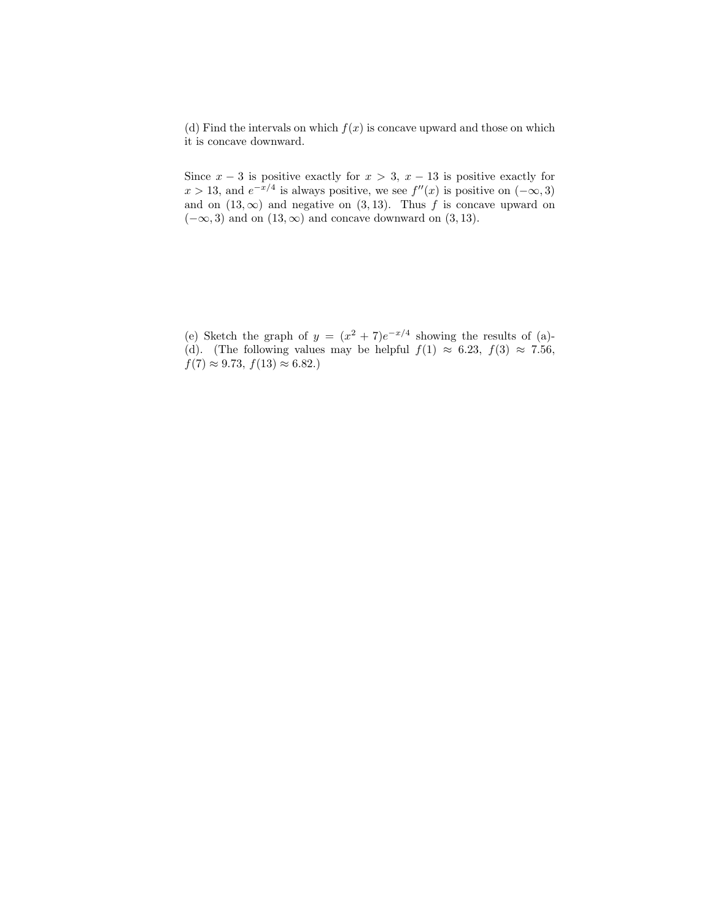(d) Find the intervals on which $f(x)$ is concave upward and those on which it is concave downward.

Since $x - 3$ is positive exactly for $x > 3$, $x - 13$ is positive exactly for $x > 13$, and $e^{-x/4}$ is always positive, we see $f''(x)$ is positive on $(-\infty, 3)$ and on $(13, \infty)$ and negative on $(3, 13)$. Thus $f$ is concave upward on $(-\infty, 3)$ and on $(13, \infty)$ and concave downward on $(3, 13)$.

(e) Sketch the graph of $y = (x^2 + 7)e^{-x/4}$ showing the results of (a)-(d). (The following values may be helpful $f(1) \approx 6.23$, $f(3) \approx 7.56$, $f(7) \approx 9.73$, $f(13) \approx 6.82$.)